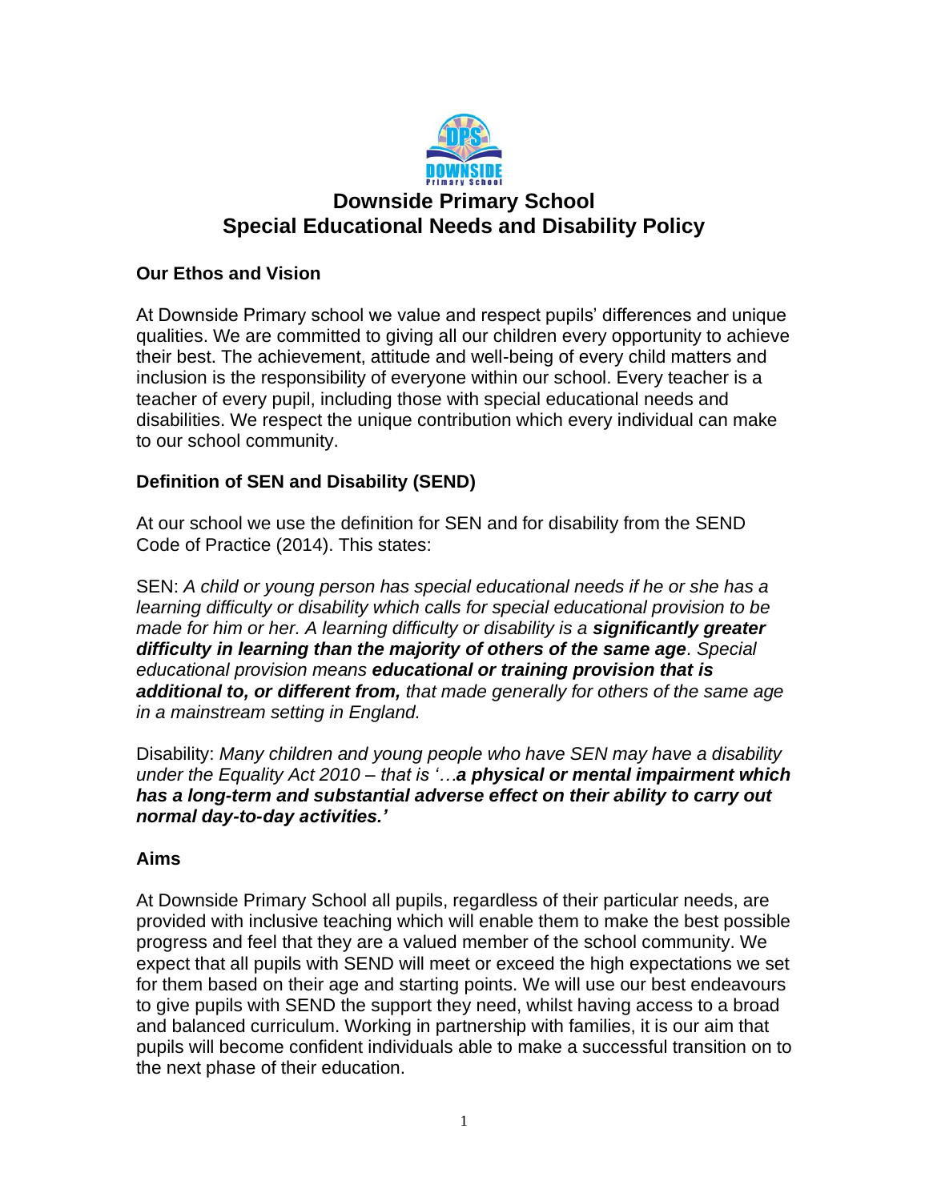# Downside Primary School
# Special Educational Needs and Disability Policy

## Our Ethos and Vision

At Downside Primary school we value and respect pupils' differences and unique qualities. We are committed to giving all our children every opportunity to achieve their best. The achievement, attitude and well-being of every child matters and inclusion is the responsibility of everyone within our school. Every teacher is a teacher of every pupil, including those with special educational needs and disabilities. We respect the unique contribution which every individual can make to our school community.

## Definition of SEN and Disability (SEND)

At our school we use the definition for SEN and for disability from the SEND Code of Practice (2014). This states:

SEN: *A child or young person has special educational needs if he or she has a learning difficulty or disability which calls for special educational provision to be made for him or her. A learning difficulty or disability is a **significantly greater difficulty in learning than the majority of others of the same age**. Special educational provision means **educational or training provision that is additional to, or different from,** that made generally for others of the same age in a mainstream setting in England.*

Disability: *Many children and young people who have SEN may have a disability under the Equality Act 2010 – that is '…**a physical or mental impairment which has a long-term and substantial adverse effect on their ability to carry out normal day-to-day activities.'***

## Aims

At Downside Primary School all pupils, regardless of their particular needs, are provided with inclusive teaching which will enable them to make the best possible progress and feel that they are a valued member of the school community. We expect that all pupils with SEND will meet or exceed the high expectations we set for them based on their age and starting points. We will use our best endeavours to give pupils with SEND the support they need, whilst having access to a broad and balanced curriculum. Working in partnership with families, it is our aim that pupils will become confident individuals able to make a successful transition on to the next phase of their education.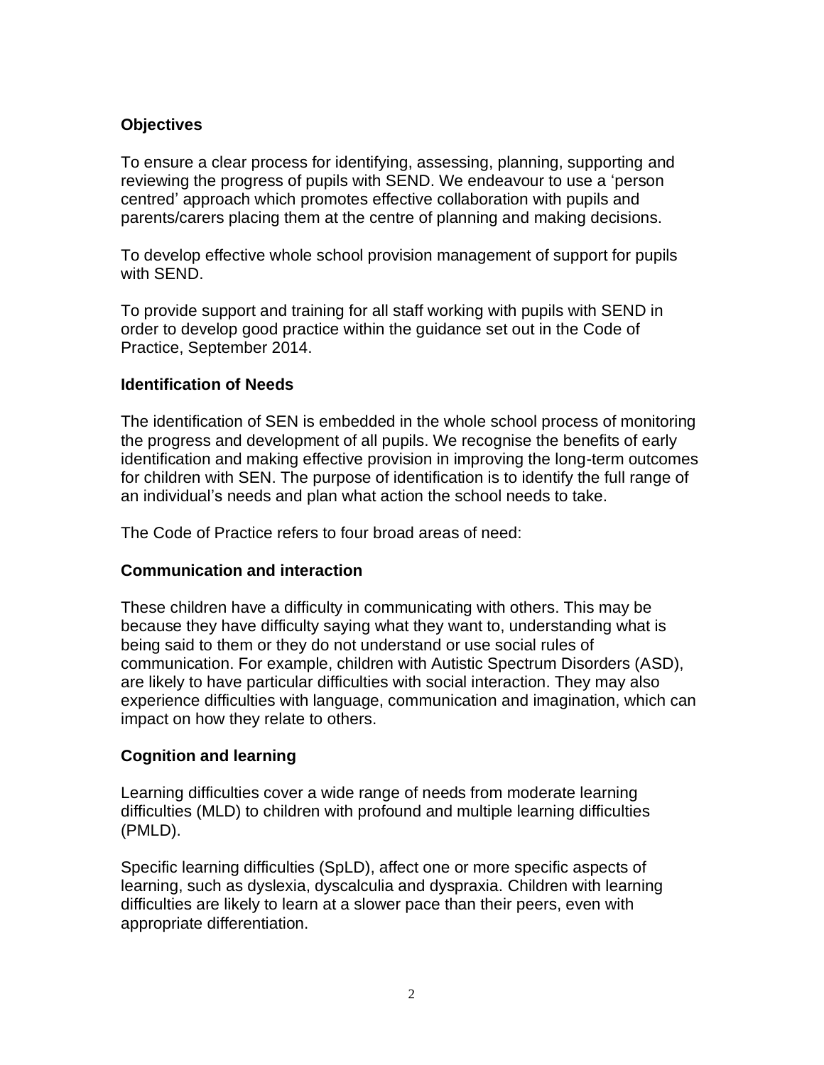## Objectives

To ensure a clear process for identifying, assessing, planning, supporting and reviewing the progress of pupils with SEND. We endeavour to use a 'person centred' approach which promotes effective collaboration with pupils and parents/carers placing them at the centre of planning and making decisions.

To develop effective whole school provision management of support for pupils with SEND.

To provide support and training for all staff working with pupils with SEND in order to develop good practice within the guidance set out in the Code of Practice, September 2014.

## Identification of Needs

The identification of SEN is embedded in the whole school process of monitoring the progress and development of all pupils. We recognise the benefits of early identification and making effective provision in improving the long-term outcomes for children with SEN. The purpose of identification is to identify the full range of an individual's needs and plan what action the school needs to take.

The Code of Practice refers to four broad areas of need:

### Communication and interaction

These children have a difficulty in communicating with others. This may be because they have difficulty saying what they want to, understanding what is being said to them or they do not understand or use social rules of communication. For example, children with Autistic Spectrum Disorders (ASD), are likely to have particular difficulties with social interaction. They may also experience difficulties with language, communication and imagination, which can impact on how they relate to others.

### Cognition and learning

Learning difficulties cover a wide range of needs from moderate learning difficulties (MLD) to children with profound and multiple learning difficulties (PMLD).

Specific learning difficulties (SpLD), affect one or more specific aspects of learning, such as dyslexia, dyscalculia and dyspraxia. Children with learning difficulties are likely to learn at a slower pace than their peers, even with appropriate differentiation.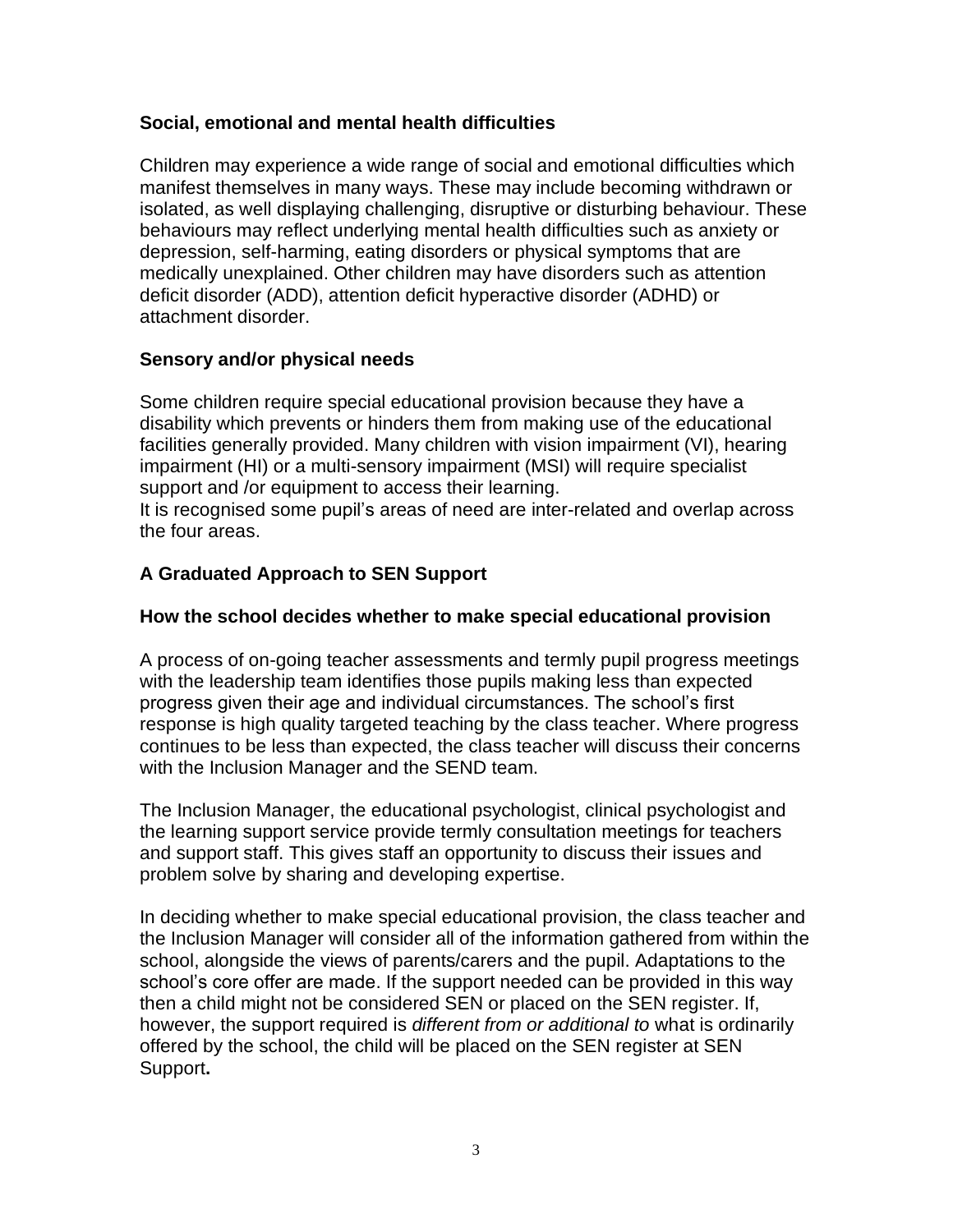### Social, emotional and mental health difficulties

Children may experience a wide range of social and emotional difficulties which manifest themselves in many ways. These may include becoming withdrawn or isolated, as well displaying challenging, disruptive or disturbing behaviour. These behaviours may reflect underlying mental health difficulties such as anxiety or depression, self-harming, eating disorders or physical symptoms that are medically unexplained. Other children may have disorders such as attention deficit disorder (ADD), attention deficit hyperactive disorder (ADHD) or attachment disorder.

### Sensory and/or physical needs

Some children require special educational provision because they have a disability which prevents or hinders them from making use of the educational facilities generally provided. Many children with vision impairment (VI), hearing impairment (HI) or a multi-sensory impairment (MSI) will require specialist support and /or equipment to access their learning.
It is recognised some pupil's areas of need are inter-related and overlap across the four areas.

## A Graduated Approach to SEN Support

### How the school decides whether to make special educational provision

A process of on-going teacher assessments and termly pupil progress meetings with the leadership team identifies those pupils making less than expected progress given their age and individual circumstances. The school's first response is high quality targeted teaching by the class teacher. Where progress continues to be less than expected, the class teacher will discuss their concerns with the Inclusion Manager and the SEND team.

The Inclusion Manager, the educational psychologist, clinical psychologist and the learning support service provide termly consultation meetings for teachers and support staff. This gives staff an opportunity to discuss their issues and problem solve by sharing and developing expertise.

In deciding whether to make special educational provision, the class teacher and the Inclusion Manager will consider all of the information gathered from within the school, alongside the views of parents/carers and the pupil. Adaptations to the school's core offer are made. If the support needed can be provided in this way then a child might not be considered SEN or placed on the SEN register. If, however, the support required is *different from or additional to* what is ordinarily offered by the school, the child will be placed on the SEN register at SEN Support**.**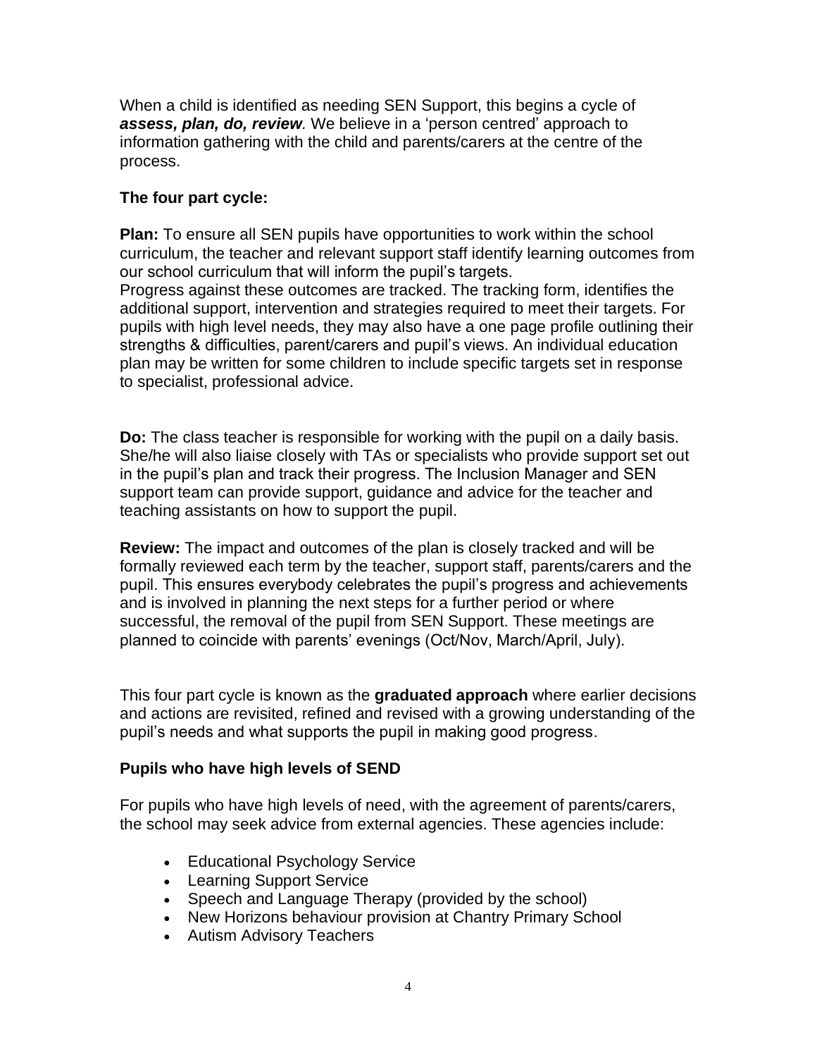When a child is identified as needing SEN Support, this begins a cycle of ***assess, plan, do, review***. We believe in a 'person centred' approach to information gathering with the child and parents/carers at the centre of the process.

**The four part cycle:**

**Plan:** To ensure all SEN pupils have opportunities to work within the school curriculum, the teacher and relevant support staff identify learning outcomes from our school curriculum that will inform the pupil's targets.
Progress against these outcomes are tracked. The tracking form, identifies the additional support, intervention and strategies required to meet their targets. For pupils with high level needs, they may also have a one page profile outlining their strengths & difficulties, parent/carers and pupil's views. An individual education plan may be written for some children to include specific targets set in response to specialist, professional advice.

**Do:** The class teacher is responsible for working with the pupil on a daily basis. She/he will also liaise closely with TAs or specialists who provide support set out in the pupil's plan and track their progress. The Inclusion Manager and SEN support team can provide support, guidance and advice for the teacher and teaching assistants on how to support the pupil.

**Review:** The impact and outcomes of the plan is closely tracked and will be formally reviewed each term by the teacher, support staff, parents/carers and the pupil. This ensures everybody celebrates the pupil's progress and achievements and is involved in planning the next steps for a further period or where successful, the removal of the pupil from SEN Support. These meetings are planned to coincide with parents' evenings (Oct/Nov, March/April, July).

This four part cycle is known as the **graduated approach** where earlier decisions and actions are revisited, refined and revised with a growing understanding of the pupil's needs and what supports the pupil in making good progress.

**Pupils who have high levels of SEND**

For pupils who have high levels of need, with the agreement of parents/carers, the school may seek advice from external agencies. These agencies include:

- Educational Psychology Service
- Learning Support Service
- Speech and Language Therapy (provided by the school)
- New Horizons behaviour provision at Chantry Primary School
- Autism Advisory Teachers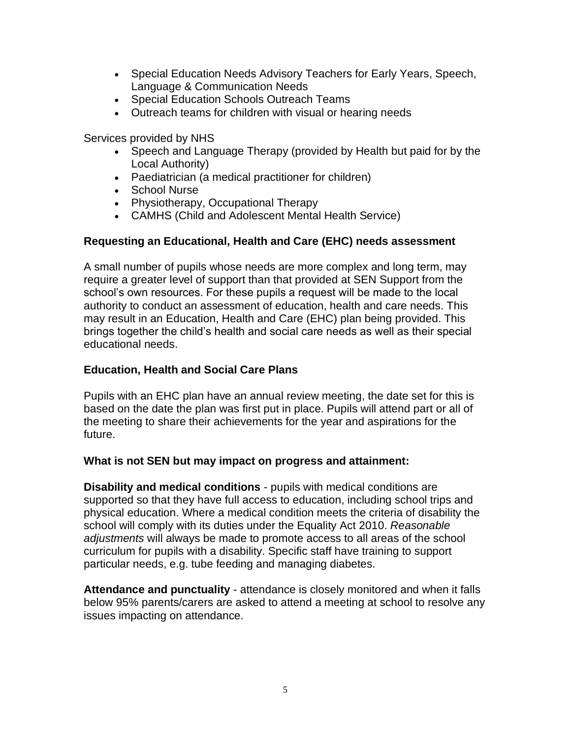- Special Education Needs Advisory Teachers for Early Years, Speech, Language & Communication Needs
- Special Education Schools Outreach Teams
- Outreach teams for children with visual or hearing needs

Services provided by NHS

- Speech and Language Therapy (provided by Health but paid for by the Local Authority)
- Paediatrician (a medical practitioner for children)
- School Nurse
- Physiotherapy, Occupational Therapy
- CAMHS (Child and Adolescent Mental Health Service)

**Requesting an Educational, Health and Care (EHC) needs assessment**

A small number of pupils whose needs are more complex and long term, may require a greater level of support than that provided at SEN Support from the school's own resources. For these pupils a request will be made to the local authority to conduct an assessment of education, health and care needs. This may result in an Education, Health and Care (EHC) plan being provided. This brings together the child's health and social care needs as well as their special educational needs.

**Education, Health and Social Care Plans**

Pupils with an EHC plan have an annual review meeting, the date set for this is based on the date the plan was first put in place. Pupils will attend part or all of the meeting to share their achievements for the year and aspirations for the future.

**What is not SEN but may impact on progress and attainment:**

**Disability and medical conditions** - pupils with medical conditions are supported so that they have full access to education, including school trips and physical education. Where a medical condition meets the criteria of disability the school will comply with its duties under the Equality Act 2010. *Reasonable adjustments* will always be made to promote access to all areas of the school curriculum for pupils with a disability. Specific staff have training to support particular needs, e.g. tube feeding and managing diabetes.

**Attendance and punctuality** - attendance is closely monitored and when it falls below 95% parents/carers are asked to attend a meeting at school to resolve any issues impacting on attendance.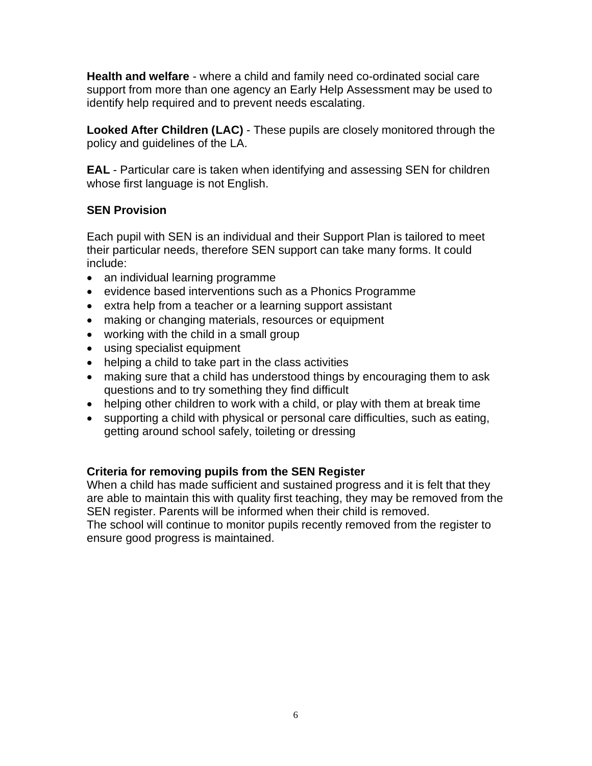**Health and welfare** - where a child and family need co-ordinated social care support from more than one agency an Early Help Assessment may be used to identify help required and to prevent needs escalating.

**Looked After Children (LAC)** - These pupils are closely monitored through the policy and guidelines of the LA.

**EAL** - Particular care is taken when identifying and assessing SEN for children whose first language is not English.

### SEN Provision

Each pupil with SEN is an individual and their Support Plan is tailored to meet their particular needs, therefore SEN support can take many forms. It could include:

- an individual learning programme
- evidence based interventions such as a Phonics Programme
- extra help from a teacher or a learning support assistant
- making or changing materials, resources or equipment
- working with the child in a small group
- using specialist equipment
- helping a child to take part in the class activities
- making sure that a child has understood things by encouraging them to ask questions and to try something they find difficult
- helping other children to work with a child, or play with them at break time
- supporting a child with physical or personal care difficulties, such as eating, getting around school safely, toileting or dressing

### Criteria for removing pupils from the SEN Register

When a child has made sufficient and sustained progress and it is felt that they are able to maintain this with quality first teaching, they may be removed from the SEN register. Parents will be informed when their child is removed.
The school will continue to monitor pupils recently removed from the register to ensure good progress is maintained.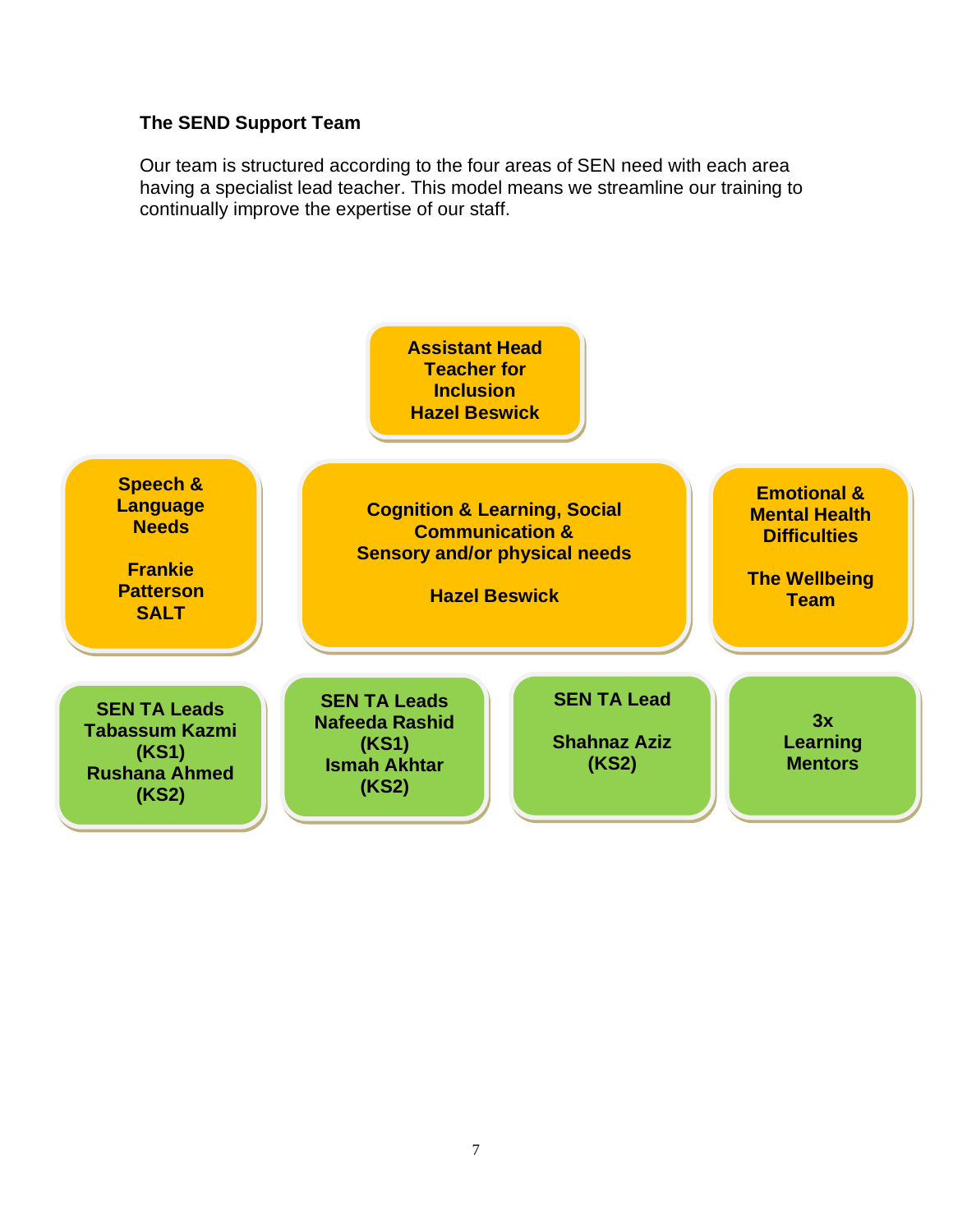**The SEND Support Team**

Our team is structured according to the four areas of SEN need with each area having a specialist lead teacher. This model means we streamline our training to continually improve the expertise of our staff.

**Assistant Head Teacher for Inclusion**
**Hazel Beswick**

**Speech & Language Needs**

**Frankie Patterson SALT**

**Cognition & Learning, Social Communication & Sensory and/or physical needs**

**Hazel Beswick**

**Emotional & Mental Health Difficulties**

**The Wellbeing Team**

**SEN TA Leads Tabassum Kazmi (KS1) Rushana Ahmed (KS2)**

**SEN TA Leads Nafeeda Rashid (KS1) Ismah Akhtar (KS2)**

**SEN TA Lead**

**Shahnaz Aziz (KS2)**

**3x Learning Mentors**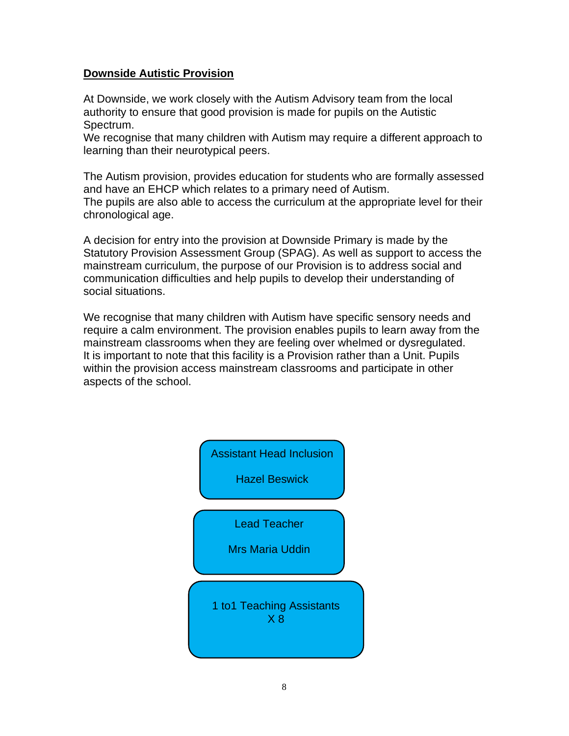## **Downside Autistic Provision**

At Downside, we work closely with the Autism Advisory team from the local authority to ensure that good provision is made for pupils on the Autistic Spectrum.
We recognise that many children with Autism may require a different approach to learning than their neurotypical peers.

The Autism provision, provides education for students who are formally assessed and have an EHCP which relates to a primary need of Autism.
The pupils are also able to access the curriculum at the appropriate level for their chronological age.

A decision for entry into the provision at Downside Primary is made by the Statutory Provision Assessment Group (SPAG). As well as support to access the mainstream curriculum, the purpose of our Provision is to address social and communication difficulties and help pupils to develop their understanding of social situations.

We recognise that many children with Autism have specific sensory needs and require a calm environment. The provision enables pupils to learn away from the mainstream classrooms when they are feeling over whelmed or dysregulated.
It is important to note that this facility is a Provision rather than a Unit. Pupils within the provision access mainstream classrooms and participate in other aspects of the school.

Assistant Head Inclusion

Hazel Beswick

Lead Teacher

Mrs Maria Uddin

1 to1 Teaching Assistants
X 8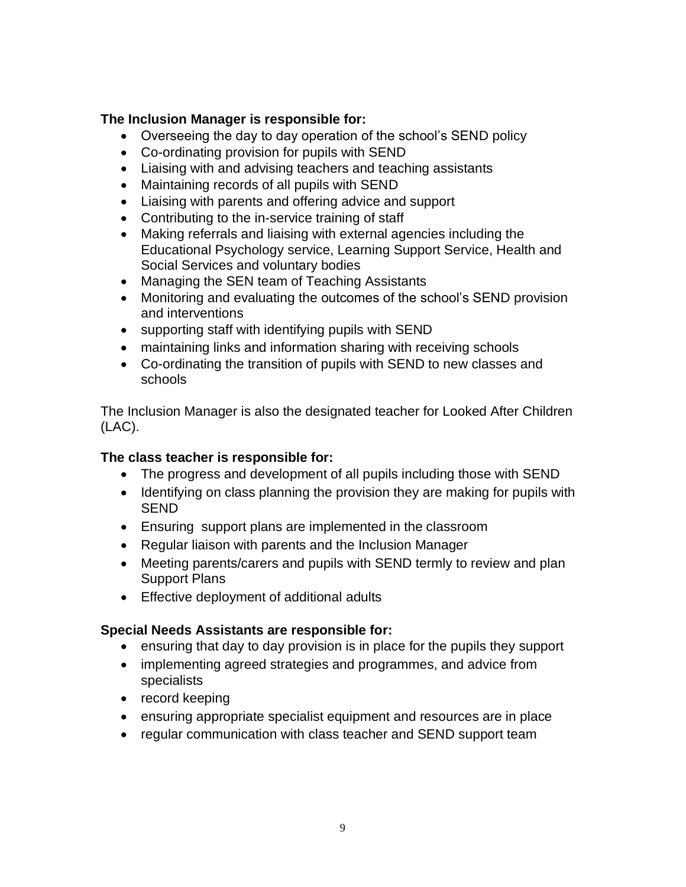**The Inclusion Manager is responsible for:**

- Overseeing the day to day operation of the school's SEND policy
- Co-ordinating provision for pupils with SEND
- Liaising with and advising teachers and teaching assistants
- Maintaining records of all pupils with SEND
- Liaising with parents and offering advice and support
- Contributing to the in-service training of staff
- Making referrals and liaising with external agencies including the Educational Psychology service, Learning Support Service, Health and Social Services and voluntary bodies
- Managing the SEN team of Teaching Assistants
- Monitoring and evaluating the outcomes of the school's SEND provision and interventions
- supporting staff with identifying pupils with SEND
- maintaining links and information sharing with receiving schools
- Co-ordinating the transition of pupils with SEND to new classes and schools

The Inclusion Manager is also the designated teacher for Looked After Children (LAC).

**The class teacher is responsible for:**

- The progress and development of all pupils including those with SEND
- Identifying on class planning the provision they are making for pupils with SEND
- Ensuring support plans are implemented in the classroom
- Regular liaison with parents and the Inclusion Manager
- Meeting parents/carers and pupils with SEND termly to review and plan Support Plans
- Effective deployment of additional adults

**Special Needs Assistants are responsible for:**

- ensuring that day to day provision is in place for the pupils they support
- implementing agreed strategies and programmes, and advice from specialists
- record keeping
- ensuring appropriate specialist equipment and resources are in place
- regular communication with class teacher and SEND support team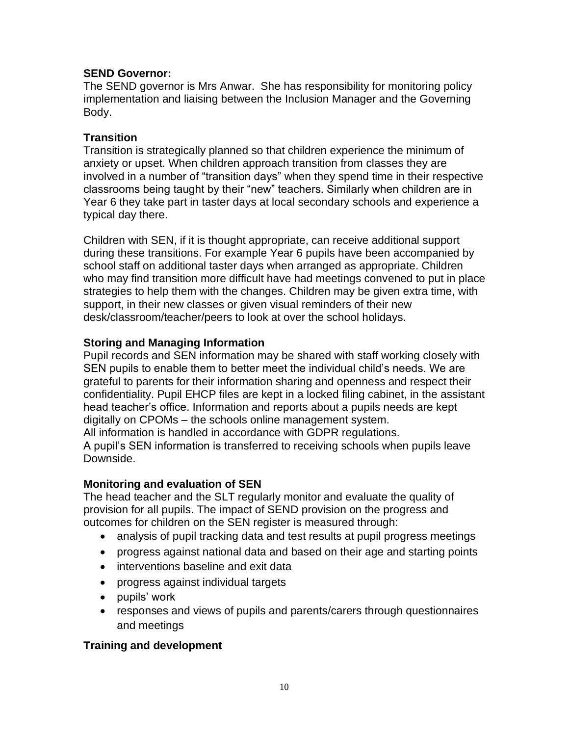**SEND Governor:**
The SEND governor is Mrs Anwar. She has responsibility for monitoring policy implementation and liaising between the Inclusion Manager and the Governing Body.

**Transition**
Transition is strategically planned so that children experience the minimum of anxiety or upset. When children approach transition from classes they are involved in a number of "transition days" when they spend time in their respective classrooms being taught by their "new" teachers. Similarly when children are in Year 6 they take part in taster days at local secondary schools and experience a typical day there.

Children with SEN, if it is thought appropriate, can receive additional support during these transitions. For example Year 6 pupils have been accompanied by school staff on additional taster days when arranged as appropriate. Children who may find transition more difficult have had meetings convened to put in place strategies to help them with the changes. Children may be given extra time, with support, in their new classes or given visual reminders of their new desk/classroom/teacher/peers to look at over the school holidays.

**Storing and Managing Information**
Pupil records and SEN information may be shared with staff working closely with SEN pupils to enable them to better meet the individual child's needs. We are grateful to parents for their information sharing and openness and respect their confidentiality. Pupil EHCP files are kept in a locked filing cabinet, in the assistant head teacher's office. Information and reports about a pupils needs are kept digitally on CPOMs – the schools online management system.
All information is handled in accordance with GDPR regulations.
A pupil's SEN information is transferred to receiving schools when pupils leave Downside.

**Monitoring and evaluation of SEN**
The head teacher and the SLT regularly monitor and evaluate the quality of provision for all pupils. The impact of SEND provision on the progress and outcomes for children on the SEN register is measured through:

- analysis of pupil tracking data and test results at pupil progress meetings
- progress against national data and based on their age and starting points
- interventions baseline and exit data
- progress against individual targets
- pupils' work
- responses and views of pupils and parents/carers through questionnaires and meetings

**Training and development**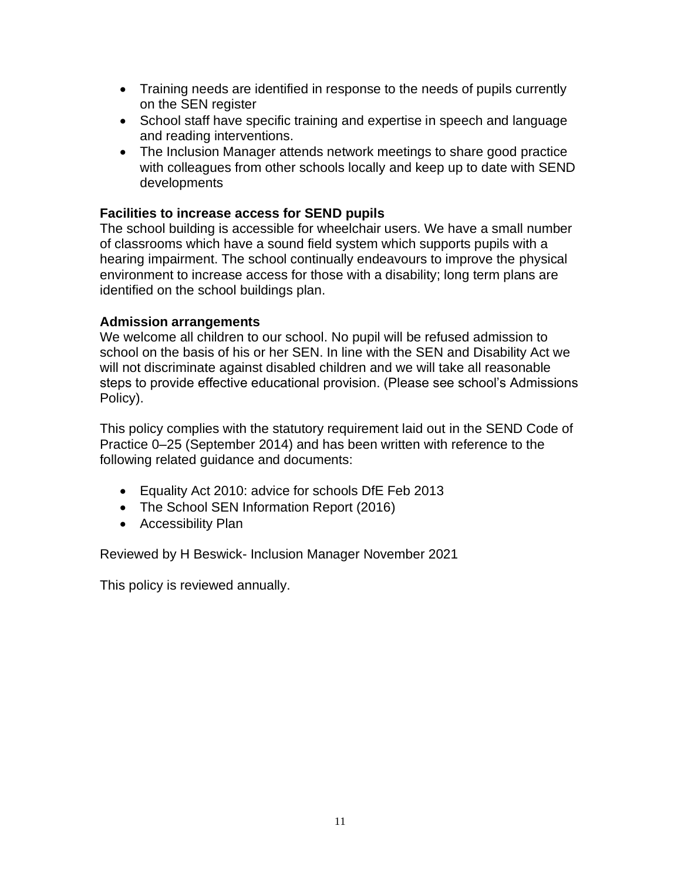- Training needs are identified in response to the needs of pupils currently on the SEN register
- School staff have specific training and expertise in speech and language and reading interventions.
- The Inclusion Manager attends network meetings to share good practice with colleagues from other schools locally and keep up to date with SEND developments

**Facilities to increase access for SEND pupils**

The school building is accessible for wheelchair users. We have a small number of classrooms which have a sound field system which supports pupils with a hearing impairment. The school continually endeavours to improve the physical environment to increase access for those with a disability; long term plans are identified on the school buildings plan.

**Admission arrangements**

We welcome all children to our school. No pupil will be refused admission to school on the basis of his or her SEN. In line with the SEN and Disability Act we will not discriminate against disabled children and we will take all reasonable steps to provide effective educational provision. (Please see school's Admissions Policy).

This policy complies with the statutory requirement laid out in the SEND Code of Practice 0–25 (September 2014) and has been written with reference to the following related guidance and documents:

- Equality Act 2010: advice for schools DfE Feb 2013
- The School SEN Information Report (2016)
- Accessibility Plan

Reviewed by H Beswick- Inclusion Manager November 2021

This policy is reviewed annually.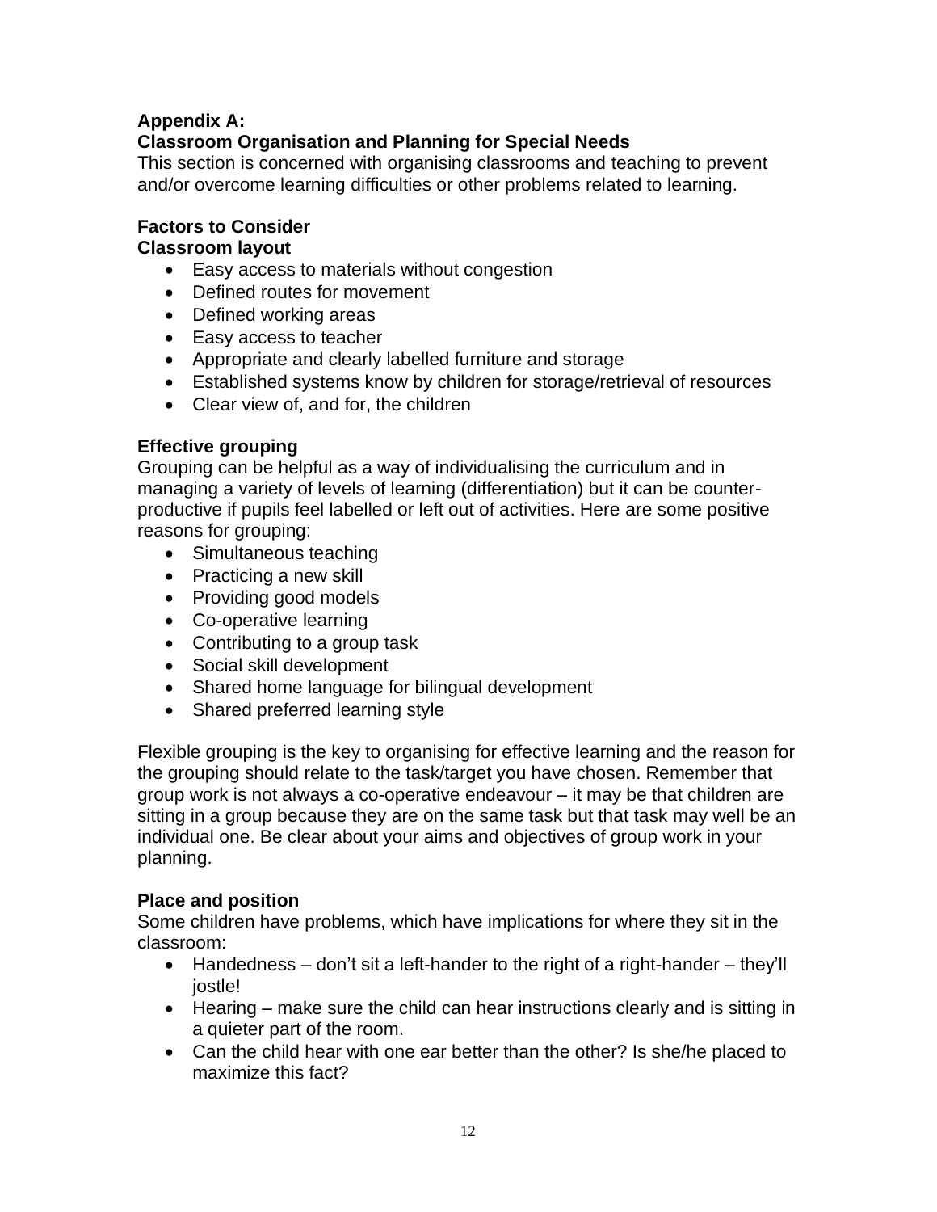## Appendix A:
## Classroom Organisation and Planning for Special Needs

This section is concerned with organising classrooms and teaching to prevent and/or overcome learning difficulties or other problems related to learning.

### Factors to Consider

#### Classroom layout

- Easy access to materials without congestion
- Defined routes for movement
- Defined working areas
- Easy access to teacher
- Appropriate and clearly labelled furniture and storage
- Established systems know by children for storage/retrieval of resources
- Clear view of, and for, the children

#### Effective grouping

Grouping can be helpful as a way of individualising the curriculum and in managing a variety of levels of learning (differentiation) but it can be counter-productive if pupils feel labelled or left out of activities. Here are some positive reasons for grouping:

- Simultaneous teaching
- Practicing a new skill
- Providing good models
- Co-operative learning
- Contributing to a group task
- Social skill development
- Shared home language for bilingual development
- Shared preferred learning style

Flexible grouping is the key to organising for effective learning and the reason for the grouping should relate to the task/target you have chosen. Remember that group work is not always a co-operative endeavour – it may be that children are sitting in a group because they are on the same task but that task may well be an individual one. Be clear about your aims and objectives of group work in your planning.

#### Place and position

Some children have problems, which have implications for where they sit in the classroom:

- Handedness – don't sit a left-hander to the right of a right-hander – they'll jostle!
- Hearing – make sure the child can hear instructions clearly and is sitting in a quieter part of the room.
- Can the child hear with one ear better than the other? Is she/he placed to maximize this fact?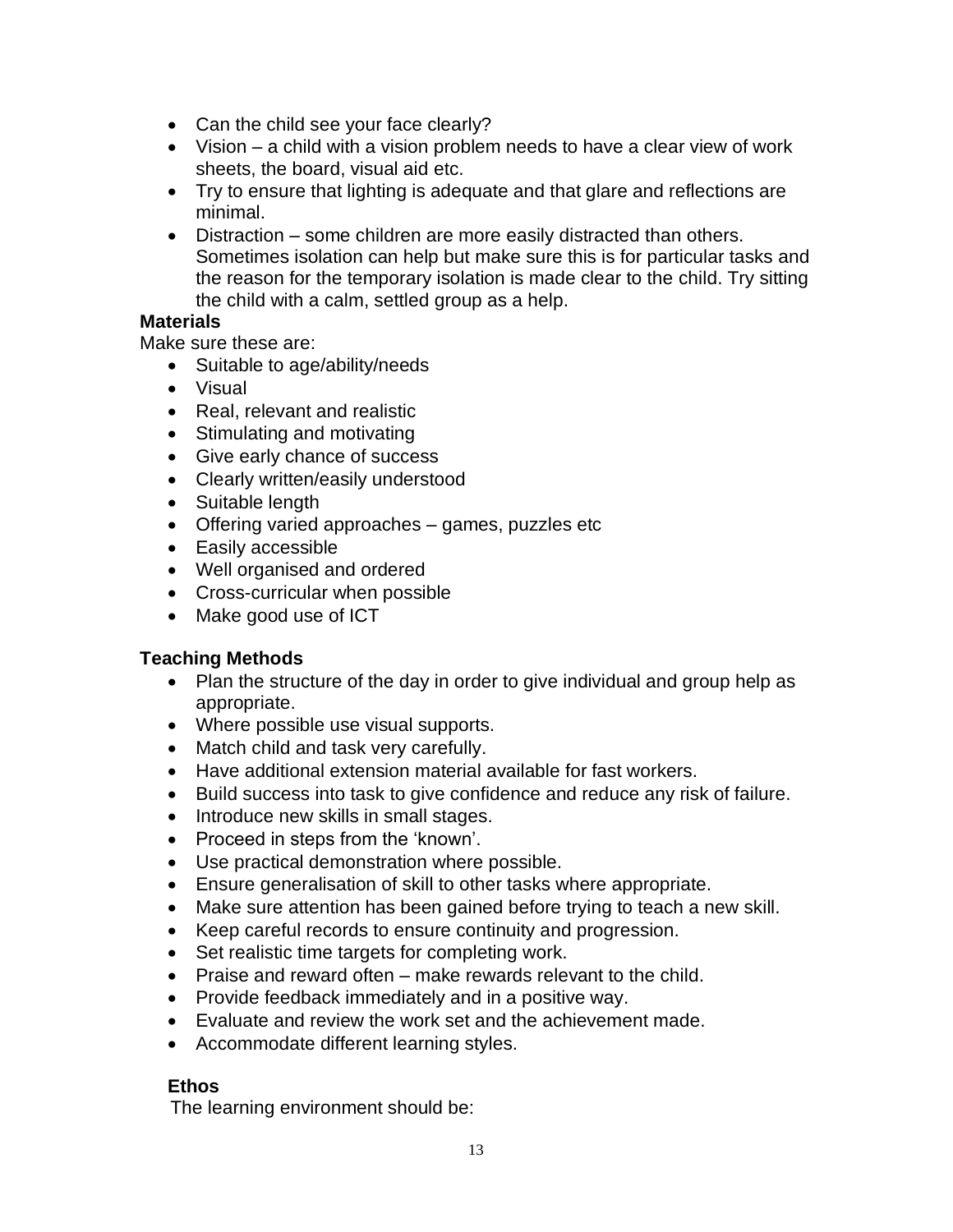- Can the child see your face clearly?
- Vision – a child with a vision problem needs to have a clear view of work sheets, the board, visual aid etc.
- Try to ensure that lighting is adequate and that glare and reflections are minimal.
- Distraction – some children are more easily distracted than others. Sometimes isolation can help but make sure this is for particular tasks and the reason for the temporary isolation is made clear to the child. Try sitting the child with a calm, settled group as a help.

**Materials**

Make sure these are:

- Suitable to age/ability/needs
- Visual
- Real, relevant and realistic
- Stimulating and motivating
- Give early chance of success
- Clearly written/easily understood
- Suitable length
- Offering varied approaches – games, puzzles etc
- Easily accessible
- Well organised and ordered
- Cross-curricular when possible
- Make good use of ICT

**Teaching Methods**

- Plan the structure of the day in order to give individual and group help as appropriate.
- Where possible use visual supports.
- Match child and task very carefully.
- Have additional extension material available for fast workers.
- Build success into task to give confidence and reduce any risk of failure.
- Introduce new skills in small stages.
- Proceed in steps from the 'known'.
- Use practical demonstration where possible.
- Ensure generalisation of skill to other tasks where appropriate.
- Make sure attention has been gained before trying to teach a new skill.
- Keep careful records to ensure continuity and progression.
- Set realistic time targets for completing work.
- Praise and reward often – make rewards relevant to the child.
- Provide feedback immediately and in a positive way.
- Evaluate and review the work set and the achievement made.
- Accommodate different learning styles.

**Ethos**

The learning environment should be: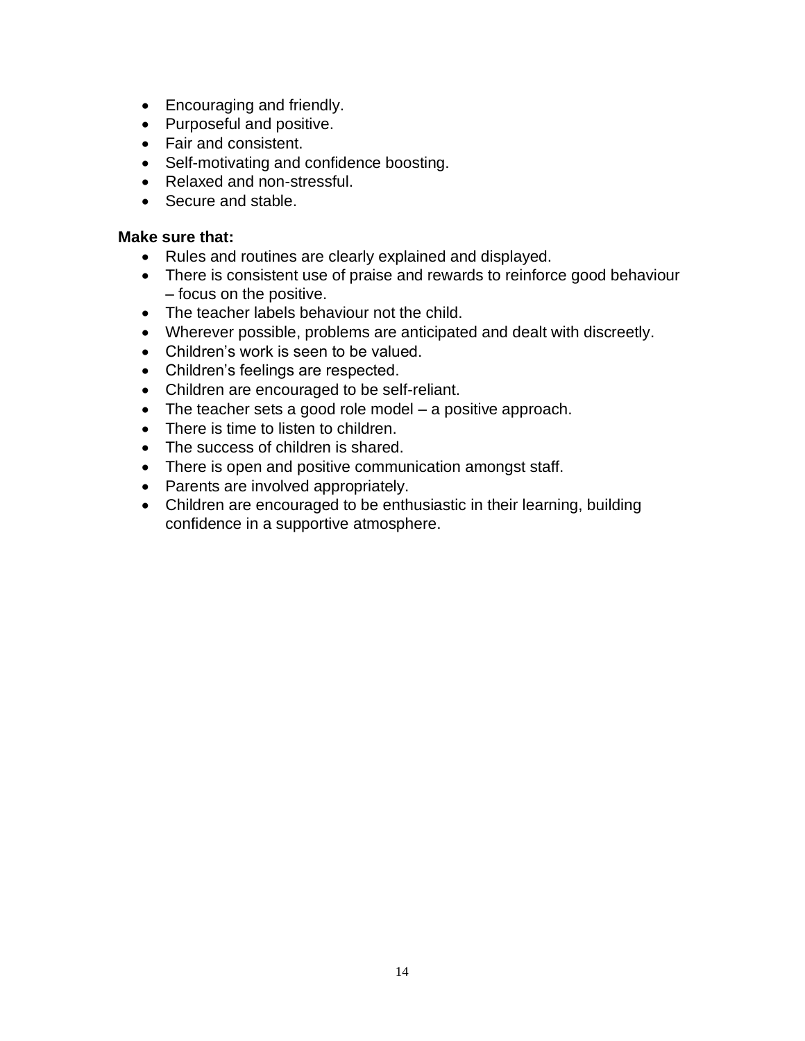- Encouraging and friendly.
- Purposeful and positive.
- Fair and consistent.
- Self-motivating and confidence boosting.
- Relaxed and non-stressful.
- Secure and stable.

**Make sure that:**

- Rules and routines are clearly explained and displayed.
- There is consistent use of praise and rewards to reinforce good behaviour – focus on the positive.
- The teacher labels behaviour not the child.
- Wherever possible, problems are anticipated and dealt with discreetly.
- Children's work is seen to be valued.
- Children's feelings are respected.
- Children are encouraged to be self-reliant.
- The teacher sets a good role model – a positive approach.
- There is time to listen to children.
- The success of children is shared.
- There is open and positive communication amongst staff.
- Parents are involved appropriately.
- Children are encouraged to be enthusiastic in their learning, building confidence in a supportive atmosphere.